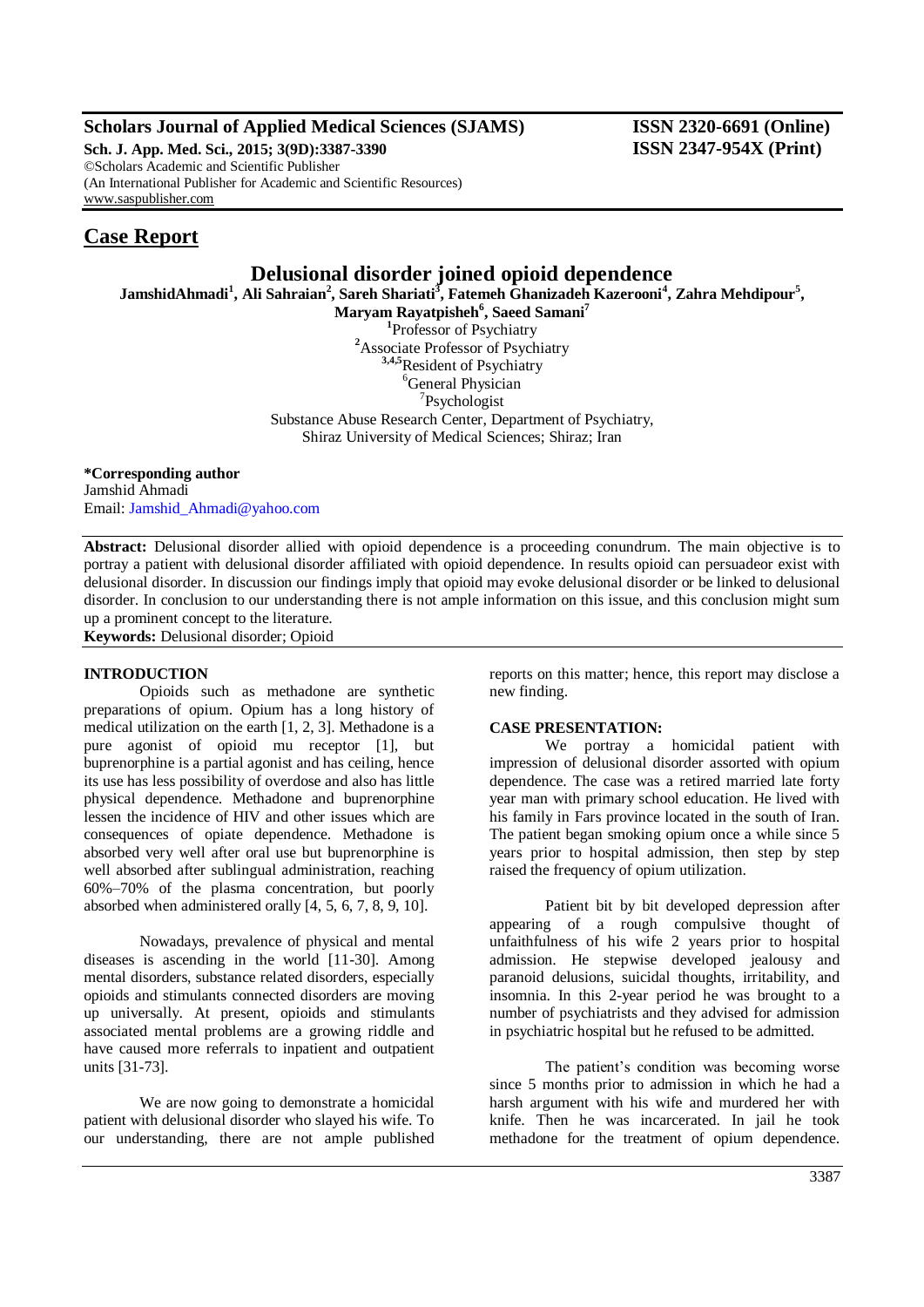# Scholars Journal of Applied Medical Sciences (SJAMS)

**Sch. J. App. Med. Sci., 2015; 3(9D):3387-3390**
©Scholars Academic and Scientific Publisher
(An International Publisher for Academic and Scientific Resources)
www.saspublisher.com

**ISSN 2320-6691 (Online)**
**ISSN 2347-954X (Print)**

## Case Report

# Delusional disorder joined opioid dependence

**JamshidAhmadi[1], Ali Sahraian[2], Sareh Shariati[3], Fatemeh Ghanizadeh Kazerooni[4], Zahra Mehdipour[5], Maryam Rayatpisheh[6], Saeed Samani[7]**

[1]Professor of Psychiatry
[2]Associate Professor of Psychiatry
[3,4,5]Resident of Psychiatry
[6]General Physician
[7]Psychologist
Substance Abuse Research Center, Department of Psychiatry, Shiraz University of Medical Sciences; Shiraz; Iran

**\*Corresponding author**
Jamshid Ahmadi
Email: Jamshid_Ahmadi@yahoo.com

**Abstract:** Delusional disorder allied with opioid dependence is a proceeding conundrum. The main objective is to portray a patient with delusional disorder affiliated with opioid dependence. In results opioid can persuadeor exist with delusional disorder. In discussion our findings imply that opioid may evoke delusional disorder or be linked to delusional disorder. In conclusion to our understanding there is not ample information on this issue, and this conclusion might sum up a prominent concept to the literature.

**Keywords:** Delusional disorder; Opioid

### INTRODUCTION

Opioids such as methadone are synthetic preparations of opium. Opium has a long history of medical utilization on the earth [1, 2, 3]. Methadone is a pure agonist of opioid mu receptor [1], but buprenorphine is a partial agonist and has ceiling, hence its use has less possibility of overdose and also has little physical dependence. Methadone and buprenorphine lessen the incidence of HIV and other issues which are consequences of opiate dependence. Methadone is absorbed very well after oral use but buprenorphine is well absorbed after sublingual administration, reaching 60%–70% of the plasma concentration, but poorly absorbed when administered orally [4, 5, 6, 7, 8, 9, 10].

Nowadays, prevalence of physical and mental diseases is ascending in the world [11-30]. Among mental disorders, substance related disorders, especially opioids and stimulants connected disorders are moving up universally. At present, opioids and stimulants associated mental problems are a growing riddle and have caused more referrals to inpatient and outpatient units [31-73].

We are now going to demonstrate a homicidal patient with delusional disorder who slayed his wife. To our understanding, there are not ample published reports on this matter; hence, this report may disclose a new finding.

### CASE PRESENTATION:

We portray a homicidal patient with impression of delusional disorder assorted with opium dependence. The case was a retired married late forty year man with primary school education. He lived with his family in Fars province located in the south of Iran. The patient began smoking opium once a while since 5 years prior to hospital admission, then step by step raised the frequency of opium utilization.

Patient bit by bit developed depression after appearing of a rough compulsive thought of unfaithfulness of his wife 2 years prior to hospital admission. He stepwise developed jealousy and paranoid delusions, suicidal thoughts, irritability, and insomnia. In this 2-year period he was brought to a number of psychiatrists and they advised for admission in psychiatric hospital but he refused to be admitted.

The patient's condition was becoming worse since 5 months prior to admission in which he had a harsh argument with his wife and murdered her with knife. Then he was incarcerated. In jail he took methadone for the treatment of opium dependence.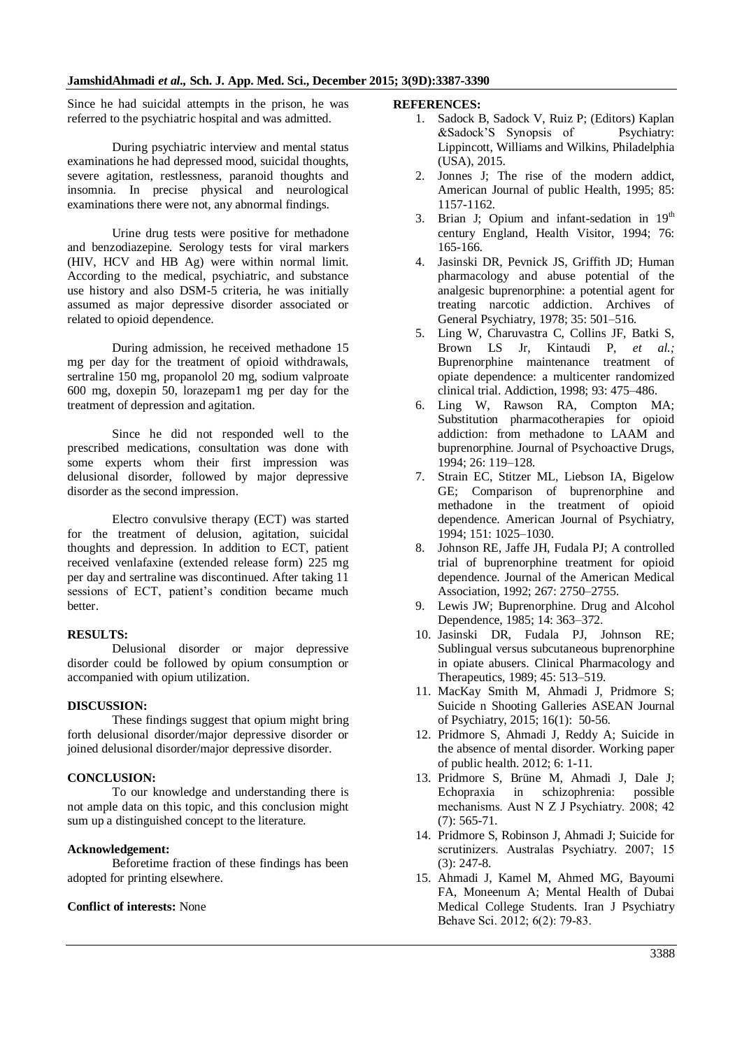Since he had suicidal attempts in the prison, he was referred to the psychiatric hospital and was admitted.

During psychiatric interview and mental status examinations he had depressed mood, suicidal thoughts, severe agitation, restlessness, paranoid thoughts and insomnia. In precise physical and neurological examinations there were not, any abnormal findings.

Urine drug tests were positive for methadone and benzodiazepine. Serology tests for viral markers (HIV, HCV and HB Ag) were within normal limit. According to the medical, psychiatric, and substance use history and also DSM-5 criteria, he was initially assumed as major depressive disorder associated or related to opioid dependence.

During admission, he received methadone 15 mg per day for the treatment of opioid withdrawals, sertraline 150 mg, propanolol 20 mg, sodium valproate 600 mg, doxepin 50, lorazepam1 mg per day for the treatment of depression and agitation.

Since he did not responded well to the prescribed medications, consultation was done with some experts whom their first impression was delusional disorder, followed by major depressive disorder as the second impression.

Electro convulsive therapy (ECT) was started for the treatment of delusion, agitation, suicidal thoughts and depression. In addition to ECT, patient received venlafaxine (extended release form) 225 mg per day and sertraline was discontinued. After taking 11 sessions of ECT, patient's condition became much better.

**RESULTS:**

Delusional disorder or major depressive disorder could be followed by opium consumption or accompanied with opium utilization.

**DISCUSSION:**

These findings suggest that opium might bring forth delusional disorder/major depressive disorder or joined delusional disorder/major depressive disorder.

**CONCLUSION:**

To our knowledge and understanding there is not ample data on this topic, and this conclusion might sum up a distinguished concept to the literature.

**Acknowledgement:**

Beforetime fraction of these findings has been adopted for printing elsewhere.

**Conflict of interests:** None

**REFERENCES:**

1. Sadock B, Sadock V, Ruiz P; (Editors) Kaplan &Sadock'S Synopsis of Psychiatry: Lippincott, Williams and Wilkins, Philadelphia (USA), 2015.
2. Jonnes J; The rise of the modern addict, American Journal of public Health, 1995; 85: 1157-1162.
3. Brian J; Opium and infant-sedation in 19th century England, Health Visitor, 1994; 76: 165-166.
4. Jasinski DR, Pevnick JS, Griffith JD; Human pharmacology and abuse potential of the analgesic buprenorphine: a potential agent for treating narcotic addiction. Archives of General Psychiatry, 1978; 35: 501–516.
5. Ling W, Charuvastra C, Collins JF, Batki S, Brown LS Jr, Kintaudi P, *et al.;* Buprenorphine maintenance treatment of opiate dependence: a multicenter randomized clinical trial. Addiction, 1998; 93: 475–486.
6. Ling W, Rawson RA, Compton MA; Substitution pharmacotherapies for opioid addiction: from methadone to LAAM and buprenorphine. Journal of Psychoactive Drugs, 1994; 26: 119–128.
7. Strain EC, Stitzer ML, Liebson IA, Bigelow GE; Comparison of buprenorphine and methadone in the treatment of opioid dependence. American Journal of Psychiatry, 1994; 151: 1025–1030.
8. Johnson RE, Jaffe JH, Fudala PJ; A controlled trial of buprenorphine treatment for opioid dependence. Journal of the American Medical Association, 1992; 267: 2750–2755.
9. Lewis JW; Buprenorphine. Drug and Alcohol Dependence, 1985; 14: 363–372.
10. Jasinski DR, Fudala PJ, Johnson RE; Sublingual versus subcutaneous buprenorphine in opiate abusers. Clinical Pharmacology and Therapeutics, 1989; 45: 513–519.
11. MacKay Smith M, Ahmadi J, Pridmore S; Suicide n Shooting Galleries ASEAN Journal of Psychiatry, 2015; 16(1): 50-56.
12. Pridmore S, Ahmadi J, Reddy A; Suicide in the absence of mental disorder. Working paper of public health. 2012; 6: 1-11.
13. Pridmore S, Brüne M, Ahmadi J, Dale J; Echopraxia in schizophrenia: possible mechanisms. Aust N Z J Psychiatry. 2008; 42 (7): 565-71.
14. Pridmore S, Robinson J, Ahmadi J; Suicide for scrutinizers. Australas Psychiatry. 2007; 15 (3): 247-8.
15. Ahmadi J, Kamel M, Ahmed MG, Bayoumi FA, Moneenum A; Mental Health of Dubai Medical College Students. Iran J Psychiatry Behave Sci. 2012; 6(2): 79-83.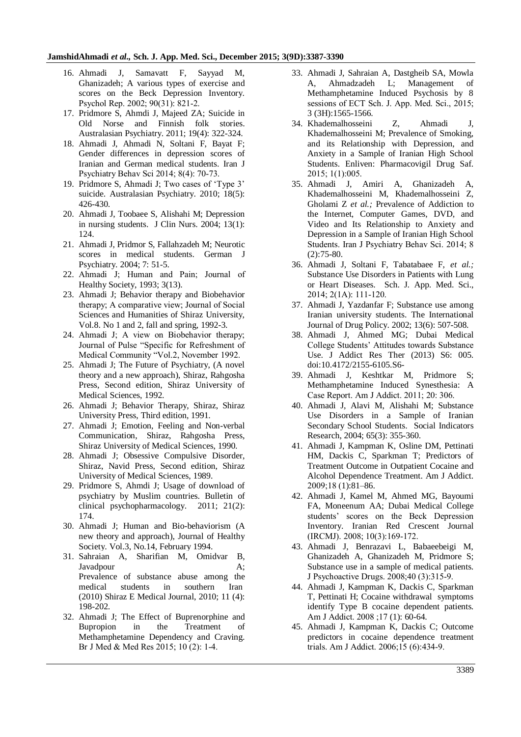16. Ahmadi J, Samavatt F, Sayyad M, Ghanizadeh; A various types of exercise and scores on the Beck Depression Inventory. Psychol Rep. 2002; 90(31): 821-2.
17. Pridmore S, Ahmdi J, Majeed ZA; Suicide in Old Norse and Finnish folk stories. Australasian Psychiatry. 2011; 19(4): 322-324.
18. Ahmadi J, Ahmadi N, Soltani F, Bayat F; Gender differences in depression scores of Iranian and German medical students. Iran J Psychiatry Behav Sci 2014; 8(4): 70-73.
19. Pridmore S, Ahmadi J; Two cases of 'Type 3' suicide. Australasian Psychiatry. 2010; 18(5): 426-430.
20. Ahmadi J, Toobaee S, Alishahi M; Depression in nursing students. J Clin Nurs. 2004; 13(1): 124.
21. Ahmadi J, Pridmor S, Fallahzadeh M; Neurotic scores in medical students. German J Psychiatry. 2004; 7: 51-5.
22. Ahmadi J; Human and Pain; Journal of Healthy Society, 1993; 3(13).
23. Ahmadi J; Behavior therapy and Biobehavior therapy; A comparative view; Journal of Social Sciences and Humanities of Shiraz University, Vol.8. No 1 and 2, fall and spring, 1992-3.
24. Ahmadi J; A view on Biobehavior therapy; Journal of Pulse "Specific for Refreshment of Medical Community "Vol.2, November 1992.
25. Ahmadi J; The Future of Psychiatry, (A novel theory and a new approach), Shiraz, Rahgosha Press, Second edition, Shiraz University of Medical Sciences, 1992.
26. Ahmadi J; Behavior Therapy, Shiraz, Shiraz University Press, Third edition, 1991.
27. Ahmadi J; Emotion, Feeling and Non-verbal Communication, Shiraz, Rahgosha Press, Shiraz University of Medical Sciences, 1990.
28. Ahmadi J; Obsessive Compulsive Disorder, Shiraz, Navid Press, Second edition, Shiraz University of Medical Sciences, 1989.
29. Pridmore S, Ahmdi J; Usage of download of psychiatry by Muslim countries. Bulletin of clinical psychopharmacology. 2011; 21(2): 174.
30. Ahmadi J; Human and Bio-behaviorism (A new theory and approach), Journal of Healthy Society. Vol.3, No.14, February 1994.
31. Sahraian A, Sharifian M, Omidvar B, Javadpour A; Prevalence of substance abuse among the medical students in southern Iran (2010) Shiraz E Medical Journal, 2010; 11 (4): 198-202.
32. Ahmadi J; The Effect of Buprenorphine and Bupropion in the Treatment of Methamphetamine Dependency and Craving. Br J Med & Med Res 2015; 10 (2): 1-4.
33. Ahmadi J, Sahraian A, Dastgheib SA, Mowla A, Ahmadzadeh L; Management of Methamphetamine Induced Psychosis by 8 sessions of ECT Sch. J. App. Med. Sci., 2015; 3 (3H):1565-1566.
34. Khademalhosseini Z, Ahmadi J, Khademalhosseini M; Prevalence of Smoking, and its Relationship with Depression, and Anxiety in a Sample of Iranian High School Students. Enliven: Pharmacovigil Drug Saf. 2015; 1(1):005.
35. Ahmadi J, Amiri A, Ghanizadeh A, Khademalhosseini M, Khademalhosseini Z, Gholami Z *et al.;* Prevalence of Addiction to the Internet, Computer Games, DVD, and Video and Its Relationship to Anxiety and Depression in a Sample of Iranian High School Students. Iran J Psychiatry Behav Sci. 2014; 8 (2):75-80.
36. Ahmadi J, Soltani F, Tabatabaee F, *et al.;* Substance Use Disorders in Patients with Lung or Heart Diseases. Sch. J. App. Med. Sci., 2014; 2(1A): 111-120.
37. Ahmadi J, Yazdanfar F; Substance use among Iranian university students. The International Journal of Drug Policy. 2002; 13(6): 507-508.
38. Ahmadi J, Ahmed MG; Dubai Medical College Students' Attitudes towards Substance Use. J Addict Res Ther (2013) S6: 005. doi:10.4172/2155-6105.S6-
39. Ahmadi J, Keshtkar M, Pridmore S; Methamphetamine Induced Synesthesia: A Case Report. Am J Addict. 2011; 20: 306.
40. Ahmadi J, Alavi M, Alishahi M; Substance Use Disorders in a Sample of Iranian Secondary School Students. Social Indicators Research, 2004; 65(3): 355-360.
41. Ahmadi J, Kampman K, Osline DM, Pettinati HM, Dackis C, Sparkman T; Predictors of Treatment Outcome in Outpatient Cocaine and Alcohol Dependence Treatment. Am J Addict. 2009;18 (1):81–86.
42. Ahmadi J, Kamel M, Ahmed MG, Bayoumi FA, Moneenum AA; Dubai Medical College students' scores on the Beck Depression Inventory. Iranian Red Crescent Journal (IRCMJ). 2008; 10(3):169-172.
43. Ahmadi J, Benrazavi L, Babaeebeigi M, Ghanizadeh A, Ghanizadeh M, Pridmore S; Substance use in a sample of medical patients. J Psychoactive Drugs. 2008;40 (3):315-9.
44. Ahmadi J, Kampman K, Dackis C, Sparkman T, Pettinati H; Cocaine withdrawal symptoms identify Type B cocaine dependent patients. Am J Addict. 2008 ;17 (1): 60-64.
45. Ahmadi J, Kampman K, Dackis C; Outcome predictors in cocaine dependence treatment trials. Am J Addict. 2006;15 (6):434-9.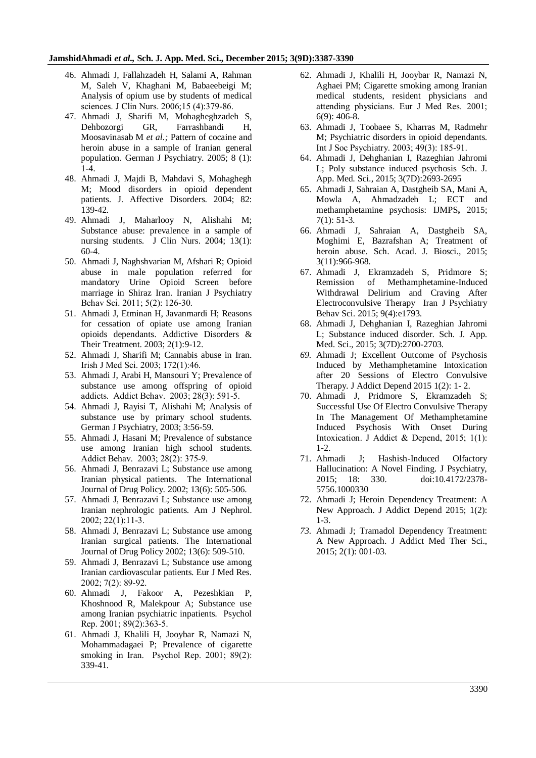46. Ahmadi J, Fallahzadeh H, Salami A, Rahman M, Saleh V, Khaghani M, Babaeebeigi M; Analysis of opium use by students of medical sciences. J Clin Nurs. 2006;15 (4):379-86.
47. Ahmadi J, Sharifi M, Mohagheghzadeh S, Dehbozorgi GR, Farrashbandi H, Moosavinasab M *et al.;* Pattern of cocaine and heroin abuse in a sample of Iranian general population. German J Psychiatry. 2005; 8 (1): 1-4.
48. Ahmadi J, Majdi B, Mahdavi S, Mohaghegh M; Mood disorders in opioid dependent patients. J. Affective Disorders. 2004; 82: 139-42.
49. Ahmadi J, Maharlooy N, Alishahi M; Substance abuse: prevalence in a sample of nursing students. J Clin Nurs. 2004; 13(1): 60-4.
50. Ahmadi J, Naghshvarian M, Afshari R; Opioid abuse in male population referred for mandatory Urine Opioid Screen before marriage in Shiraz Iran. Iranian J Psychiatry Behav Sci. 2011; 5(2): 126-30.
51. Ahmadi J, Etminan H, Javanmardi H; Reasons for cessation of opiate use among Iranian opioids dependants. Addictive Disorders & Their Treatment. 2003; 2(1):9-12.
52. Ahmadi J, Sharifi M; Cannabis abuse in Iran. Irish J Med Sci. 2003; 172(1):46.
53. Ahmadi J, Arabi H, Mansouri Y; Prevalence of substance use among offspring of opioid addicts. Addict Behav. 2003; 28(3): 591-5.
54. Ahmadi J, Rayisi T, Alishahi M; Analysis of substance use by primary school students. German J Psychiatry, 2003; 3:56-59.
55. Ahmadi J, Hasani M; Prevalence of substance use among Iranian high school students. Addict Behav. 2003; 28(2): 375-9.
56. Ahmadi J, Benrazavi L; Substance use among Iranian physical patients. The International Journal of Drug Policy. 2002; 13(6): 505-506.
57. Ahmadi J, Benrazavi L; Substance use among Iranian nephrologic patients. Am J Nephrol. 2002; 22(1):11-3.
58. Ahmadi J, Benrazavi L; Substance use among Iranian surgical patients. The International Journal of Drug Policy 2002; 13(6): 509-510.
59. Ahmadi J, Benrazavi L; Substance use among Iranian cardiovascular patients. Eur J Med Res. 2002; 7(2): 89-92.
60. Ahmadi J, Fakoor A, Pezeshkian P, Khoshnood R, Malekpour A; Substance use among Iranian psychiatric inpatients. Psychol Rep. 2001; 89(2):363-5.
61. Ahmadi J, Khalili H, Jooybar R, Namazi N, Mohammadagaei P; Prevalence of cigarette smoking in Iran. Psychol Rep. 2001; 89(2): 339-41.
62. Ahmadi J, Khalili H, Jooybar R, Namazi N, Aghaei PM; Cigarette smoking among Iranian medical students, resident physicians and attending physicians. Eur J Med Res. 2001; 6(9): 406-8.
63. Ahmadi J, Toobaee S, Kharras M, Radmehr M; Psychiatric disorders in opioid dependants. Int J Soc Psychiatry. 2003; 49(3): 185-91.
64. Ahmadi J, Dehghanian I, Razeghian Jahromi L; Poly substance induced psychosis Sch. J. App. Med. Sci., 2015; 3(7D):2693-2695
65. Ahmadi J, Sahraian A, Dastgheib SA, Mani A, Mowla A, Ahmadzadeh L; ECT and methamphetamine psychosis: IJMPS**,** 2015; 7(1): 51-3.
66. Ahmadi J, Sahraian A, Dastgheib SA, Moghimi E, Bazrafshan A; Treatment of heroin abuse. Sch. Acad. J. Biosci., 2015; 3(11):966-968.
67. Ahmadi J, Ekramzadeh S, Pridmore S; Remission of Methamphetamine-Induced Withdrawal Delirium and Craving After Electroconvulsive Therapy Iran J Psychiatry Behav Sci. 2015; 9(4):e1793.
68. Ahmadi J, Dehghanian I, Razeghian Jahromi L; Substance induced disorder. Sch. J. App. Med. Sci., 2015; 3(7D):2700-2703.
69. Ahmadi J; Excellent Outcome of Psychosis Induced by Methamphetamine Intoxication after 20 Sessions of Electro Convulsive Therapy. J Addict Depend 2015 1(2): 1- 2.
70. Ahmadi J, Pridmore S, Ekramzadeh S; Successful Use Of Electro Convulsive Therapy In The Management Of Methamphetamine Induced Psychosis With Onset During Intoxication. J Addict & Depend, 2015; 1(1): 1-2.
71. Ahmadi J; Hashish-Induced Olfactory Hallucination: A Novel Finding. J Psychiatry, 2015; 18: 330. doi:10.4172/2378-5756.1000330
72. Ahmadi J; Heroin Dependency Treatment: A New Approach. J Addict Depend 2015; 1(2): 1-3.
73. Ahmadi J; Tramadol Dependency Treatment: A New Approach. J Addict Med Ther Sci., 2015; 2(1): 001-03.